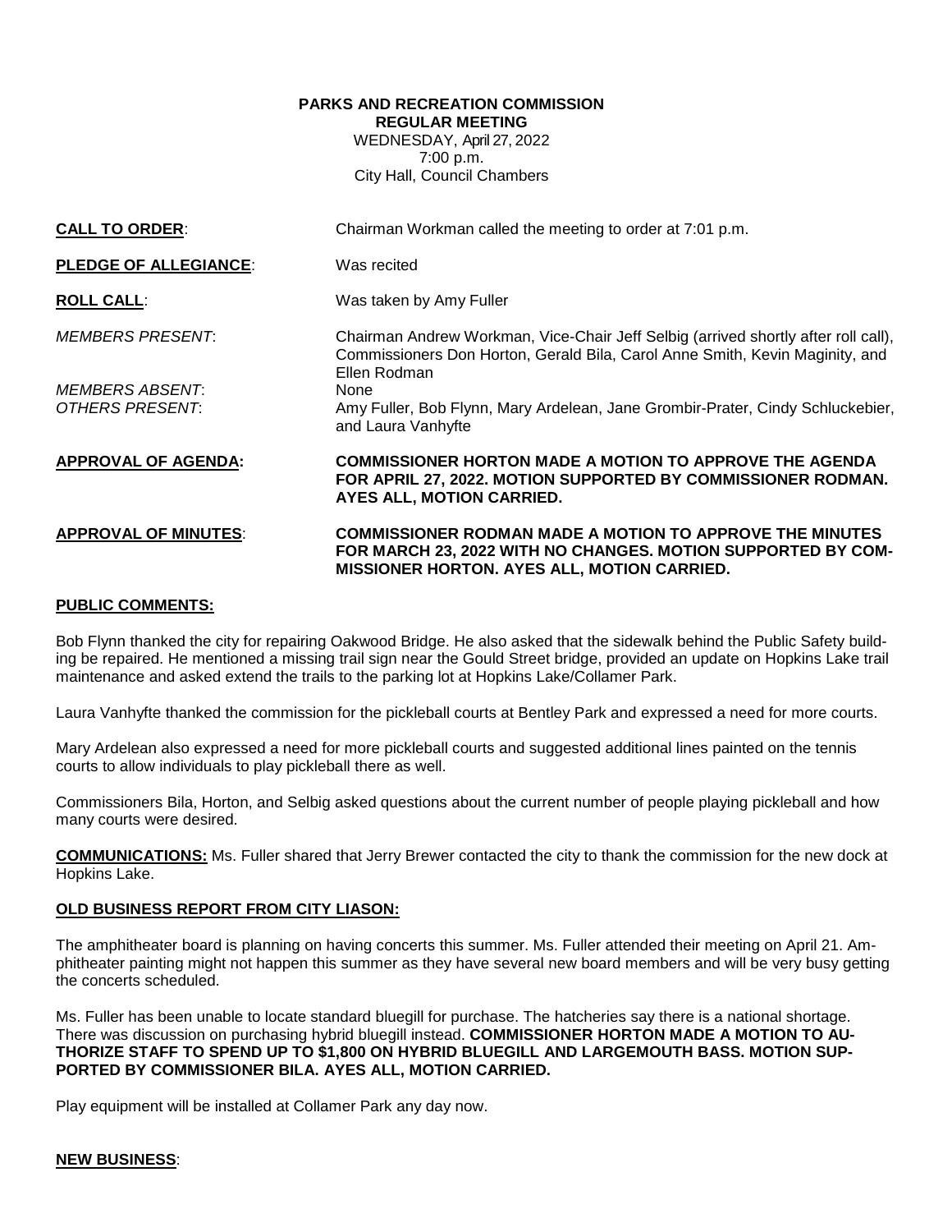**PARKS AND RECREATION COMMISSION**
**REGULAR MEETING**
WEDNESDAY, April 27, 2022
7:00 p.m.
City Hall, Council Chambers

**CALL TO ORDER**: Chairman Workman called the meeting to order at 7:01 p.m.

**PLEDGE OF ALLEGIANCE**: Was recited

**ROLL CALL**: Was taken by Amy Fuller

*MEMBERS PRESENT*: Chairman Andrew Workman, Vice-Chair Jeff Selbig (arrived shortly after roll call), Commissioners Don Horton, Gerald Bila, Carol Anne Smith, Kevin Maginity, and Ellen Rodman

*MEMBERS ABSENT*: None

*OTHERS PRESENT*: Amy Fuller, Bob Flynn, Mary Ardelean, Jane Grombir-Prater, Cindy Schluckebier, and Laura Vanhyfte

**APPROVAL OF AGENDA: COMMISSIONER HORTON MADE A MOTION TO APPROVE THE AGENDA FOR APRIL 27, 2022. MOTION SUPPORTED BY COMMISSIONER RODMAN. AYES ALL, MOTION CARRIED.**

**APPROVAL OF MINUTES**: **COMMISSIONER RODMAN MADE A MOTION TO APPROVE THE MINUTES FOR MARCH 23, 2022 WITH NO CHANGES. MOTION SUPPORTED BY COMMISSIONER HORTON. AYES ALL, MOTION CARRIED.**

**PUBLIC COMMENTS:**

Bob Flynn thanked the city for repairing Oakwood Bridge. He also asked that the sidewalk behind the Public Safety building be repaired. He mentioned a missing trail sign near the Gould Street bridge, provided an update on Hopkins Lake trail maintenance and asked extend the trails to the parking lot at Hopkins Lake/Collamer Park.

Laura Vanhyfte thanked the commission for the pickleball courts at Bentley Park and expressed a need for more courts.

Mary Ardelean also expressed a need for more pickleball courts and suggested additional lines painted on the tennis courts to allow individuals to play pickleball there as well.

Commissioners Bila, Horton, and Selbig asked questions about the current number of people playing pickleball and how many courts were desired.

**COMMUNICATIONS:** Ms. Fuller shared that Jerry Brewer contacted the city to thank the commission for the new dock at Hopkins Lake.

**OLD BUSINESS REPORT FROM CITY LIASON:**

The amphitheater board is planning on having concerts this summer. Ms. Fuller attended their meeting on April 21. Amphitheater painting might not happen this summer as they have several new board members and will be very busy getting the concerts scheduled.

Ms. Fuller has been unable to locate standard bluegill for purchase. The hatcheries say there is a national shortage. There was discussion on purchasing hybrid bluegill instead. **COMMISSIONER HORTON MADE A MOTION TO AUTHORIZE STAFF TO SPEND UP TO $1,800 ON HYBRID BLUEGILL AND LARGEMOUTH BASS. MOTION SUPPORTED BY COMMISSIONER BILA. AYES ALL, MOTION CARRIED.**

Play equipment will be installed at Collamer Park any day now.

**NEW BUSINESS**: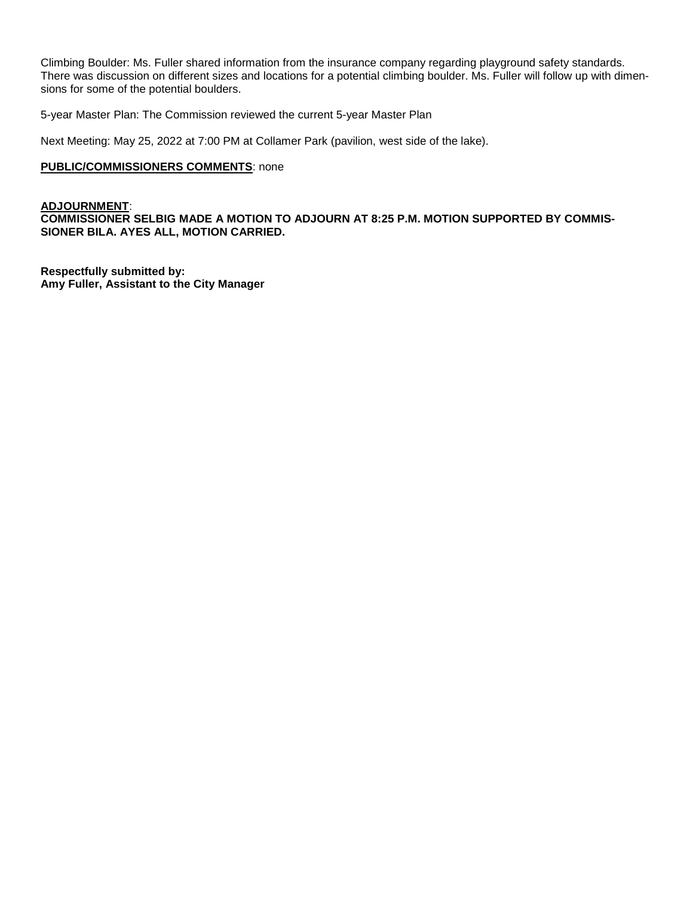Climbing Boulder: Ms. Fuller shared information from the insurance company regarding playground safety standards. There was discussion on different sizes and locations for a potential climbing boulder. Ms. Fuller will follow up with dimensions for some of the potential boulders.

5-year Master Plan: The Commission reviewed the current 5-year Master Plan

Next Meeting: May 25, 2022 at 7:00 PM at Collamer Park (pavilion, west side of the lake).

**PUBLIC/COMMISSIONERS COMMENTS**: none

**ADJOURNMENT**:
**COMMISSIONER SELBIG MADE A MOTION TO ADJOURN AT 8:25 P.M. MOTION SUPPORTED BY COMMISSIONER BILA. AYES ALL, MOTION CARRIED.**

**Respectfully submitted by:**
**Amy Fuller, Assistant to the City Manager**